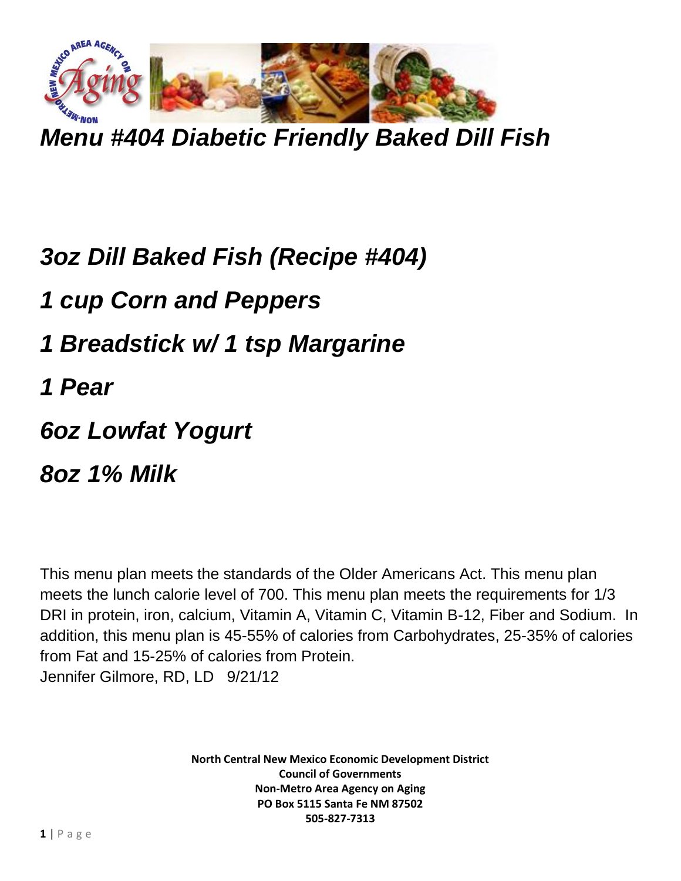# *Menu #404 Diabetic Friendly Baked Dill Fish*

## *3oz Dill Baked Fish (Recipe #404)*

## *1 cup Corn and Peppers*

## *1 Breadstick w/ 1 tsp Margarine*

## *1 Pear*

## *6oz Lowfat Yogurt*

## *8oz 1% Milk*

This menu plan meets the standards of the Older Americans Act. This menu plan meets the lunch calorie level of 700. This menu plan meets the requirements for 1/3 DRI in protein, iron, calcium, Vitamin A, Vitamin C, Vitamin B-12, Fiber and Sodium. In addition, this menu plan is 45-55% of calories from Carbohydrates, 25-35% of calories from Fat and 15-25% of calories from Protein.
Jennifer Gilmore, RD, LD 9/21/12

**North Central New Mexico Economic Development District**
**Council of Governments**
**Non-Metro Area Agency on Aging**
**PO Box 5115 Santa Fe NM 87502**
**505-827-7313**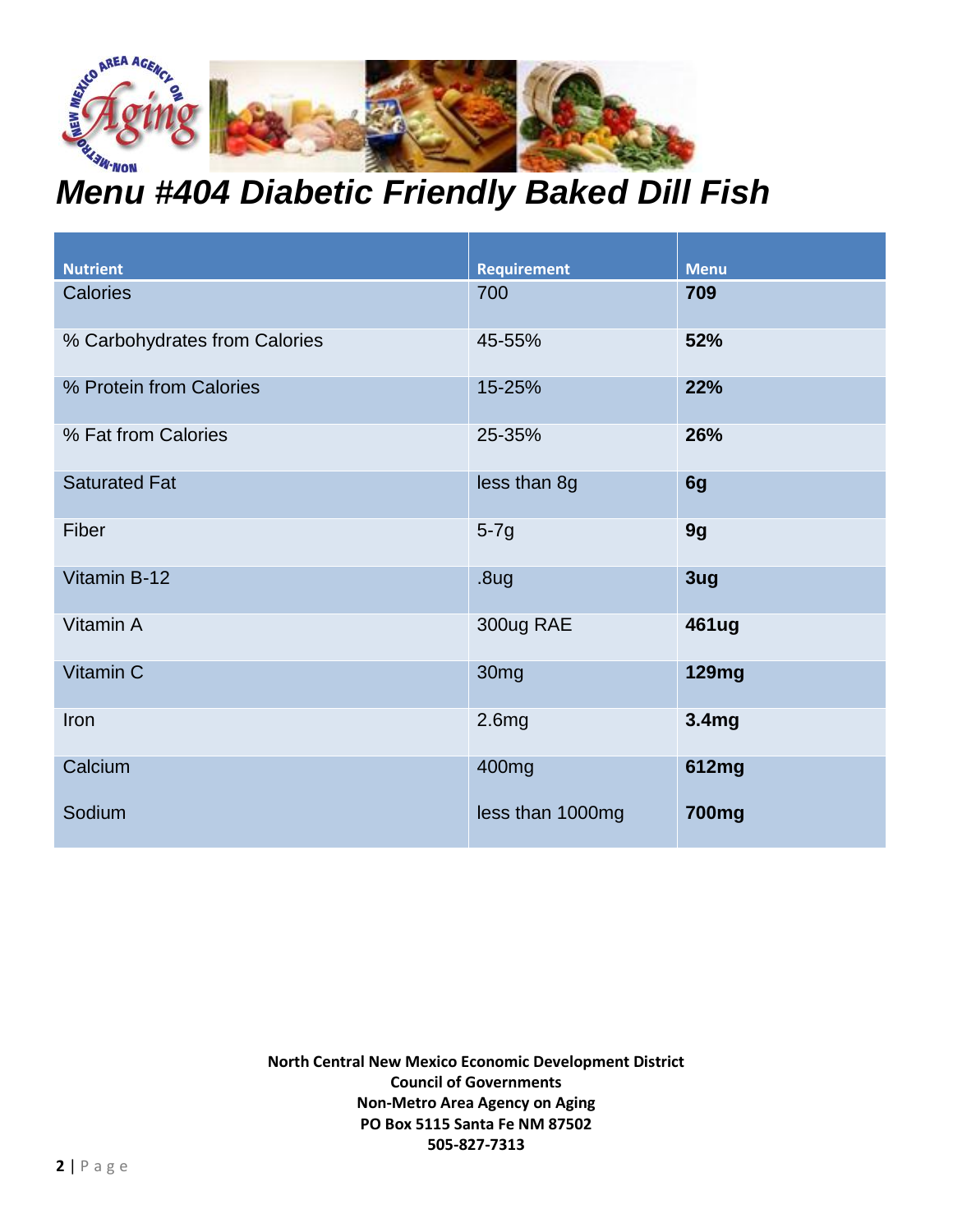# *Menu #404 Diabetic Friendly Baked Dill Fish*

| Nutrient | Requirement | Menu |
|---|---|---|
| Calories | 700 | **709** |
| % Carbohydrates from Calories | 45-55% | **52%** |
| % Protein from Calories | 15-25% | **22%** |
| % Fat from Calories | 25-35% | **26%** |
| Saturated Fat | less than 8g | **6g** |
| Fiber | 5-7g | **9g** |
| Vitamin B-12 | .8ug | **3ug** |
| Vitamin A | 300ug RAE | **461ug** |
| Vitamin C | 30mg | **129mg** |
| Iron | 2.6mg | **3.4mg** |
| Calcium | 400mg | **612mg** |
| Sodium | less than 1000mg | **700mg** |

**North Central New Mexico Economic Development District**
**Council of Governments**
**Non-Metro Area Agency on Aging**
**PO Box 5115 Santa Fe NM 87502**
**505-827-7313**